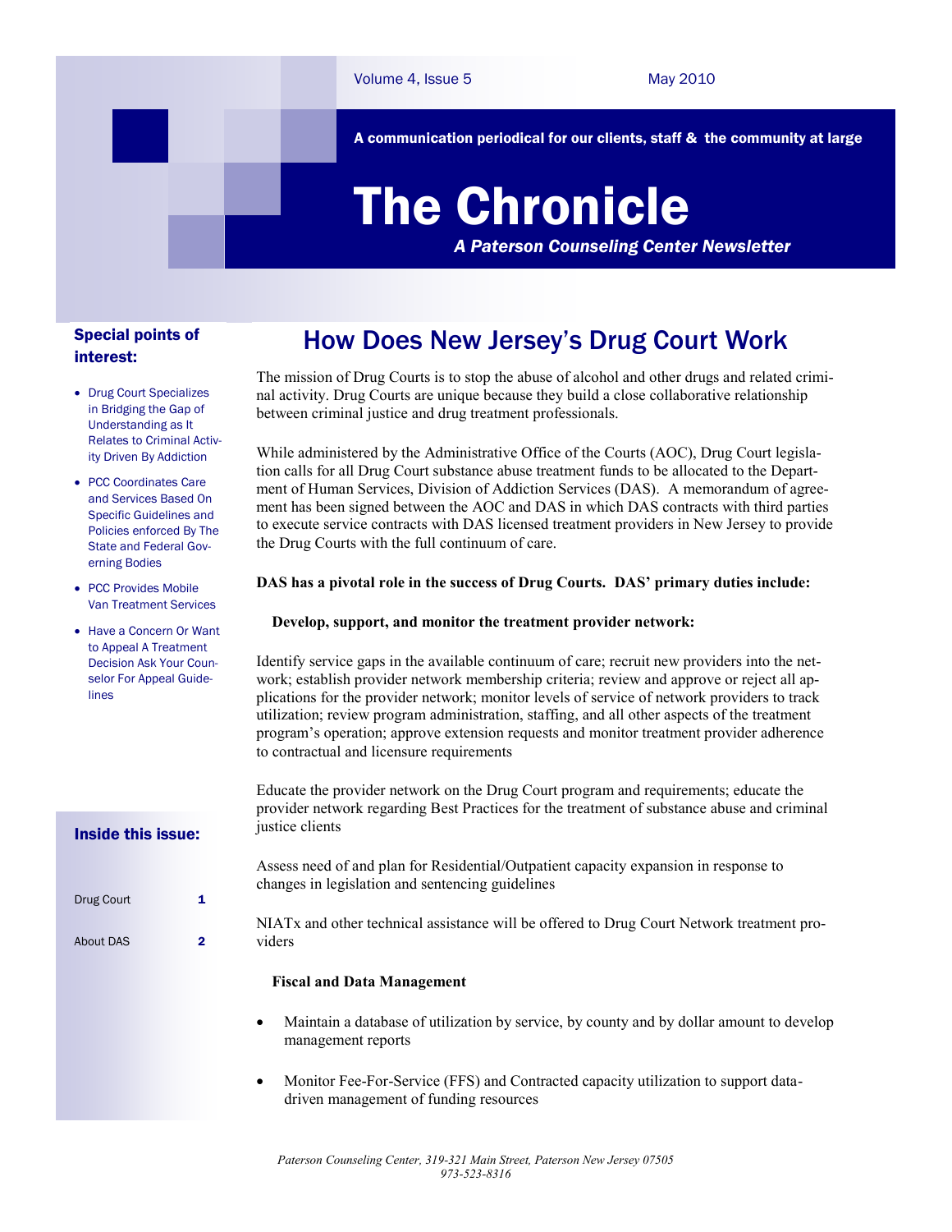Volume 4, Issue 5 — May 2010

A communication periodical for our clients, staff & the community at large

# The Chronicle

*A Paterson Counseling Center Newsletter*

**Special points of interest:**

- Drug Court Specializes in Bridging the Gap of Understanding as It Relates to Criminal Activity Driven By Addiction
- PCC Coordinates Care and Services Based On Specific Guidelines and Policies enforced By The State and Federal Governing Bodies
- PCC Provides Mobile Van Treatment Services
- Have a Concern Or Want to Appeal A Treatment Decision Ask Your Counselor For Appeal Guidelines

**Inside this issue:**

| | |
|---|---|
| Drug Court | 1 |
| About DAS | 2 |

## How Does New Jersey's Drug Court Work

The mission of Drug Courts is to stop the abuse of alcohol and other drugs and related criminal activity. Drug Courts are unique because they build a close collaborative relationship between criminal justice and drug treatment professionals.

While administered by the Administrative Office of the Courts (AOC), Drug Court legislation calls for all Drug Court substance abuse treatment funds to be allocated to the Department of Human Services, Division of Addiction Services (DAS). A memorandum of agreement has been signed between the AOC and DAS in which DAS contracts with third parties to execute service contracts with DAS licensed treatment providers in New Jersey to provide the Drug Courts with the full continuum of care.

**DAS has a pivotal role in the success of Drug Courts. DAS' primary duties include:**

**Develop, support, and monitor the treatment provider network:**

Identify service gaps in the available continuum of care; recruit new providers into the network; establish provider network membership criteria; review and approve or reject all applications for the provider network; monitor levels of service of network providers to track utilization; review program administration, staffing, and all other aspects of the treatment program's operation; approve extension requests and monitor treatment provider adherence to contractual and licensure requirements

Educate the provider network on the Drug Court program and requirements; educate the provider network regarding Best Practices for the treatment of substance abuse and criminal justice clients

Assess need of and plan for Residential/Outpatient capacity expansion in response to changes in legislation and sentencing guidelines

NIATx and other technical assistance will be offered to Drug Court Network treatment providers

**Fiscal and Data Management**

- Maintain a database of utilization by service, by county and by dollar amount to develop management reports
- Monitor Fee-For-Service (FFS) and Contracted capacity utilization to support data-driven management of funding resources

*Paterson Counseling Center, 319-321 Main Street, Paterson New Jersey 07505*
*973-523-8316*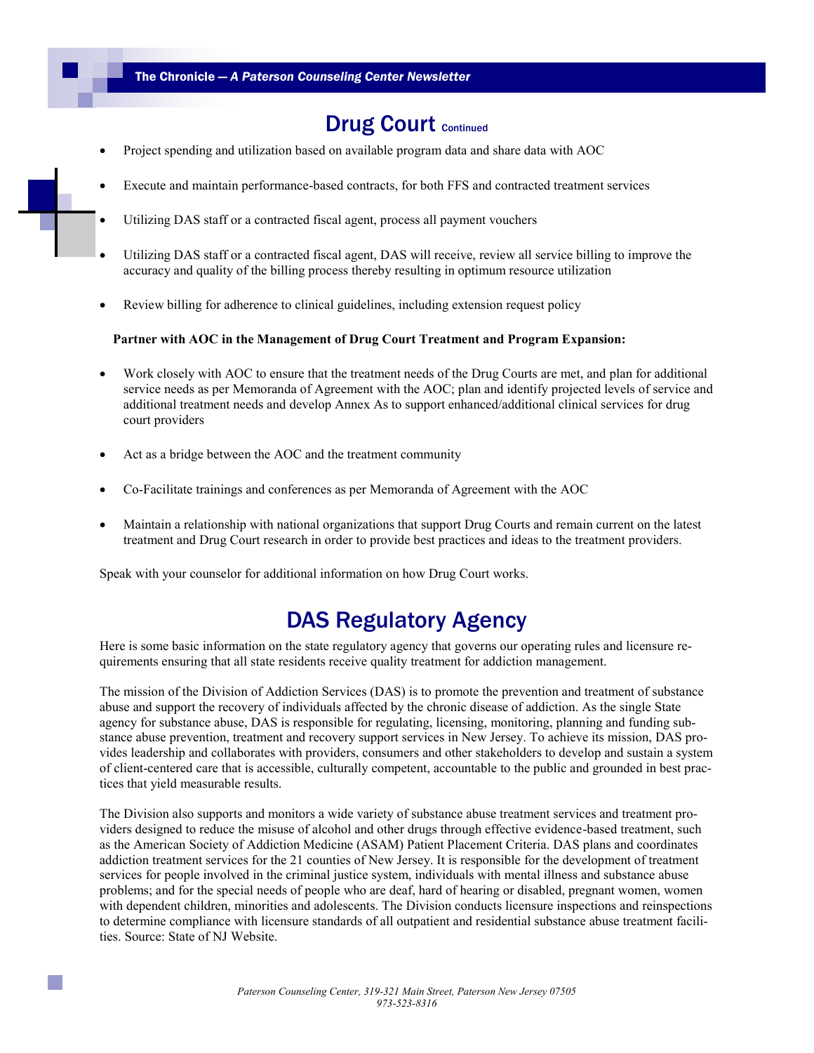## Drug Court Continued

- Project spending and utilization based on available program data and share data with AOC
- Execute and maintain performance-based contracts, for both FFS and contracted treatment services
- Utilizing DAS staff or a contracted fiscal agent, process all payment vouchers
- Utilizing DAS staff or a contracted fiscal agent, DAS will receive, review all service billing to improve the accuracy and quality of the billing process thereby resulting in optimum resource utilization
- Review billing for adherence to clinical guidelines, including extension request policy

**Partner with AOC in the Management of Drug Court Treatment and Program Expansion:**

- Work closely with AOC to ensure that the treatment needs of the Drug Courts are met, and plan for additional service needs as per Memoranda of Agreement with the AOC; plan and identify projected levels of service and additional treatment needs and develop Annex As to support enhanced/additional clinical services for drug court providers
- Act as a bridge between the AOC and the treatment community
- Co-Facilitate trainings and conferences as per Memoranda of Agreement with the AOC
- Maintain a relationship with national organizations that support Drug Courts and remain current on the latest treatment and Drug Court research in order to provide best practices and ideas to the treatment providers.

Speak with your counselor for additional information on how Drug Court works.

## DAS Regulatory Agency

Here is some basic information on the state regulatory agency that governs our operating rules and licensure requirements ensuring that all state residents receive quality treatment for addiction management.

The mission of the Division of Addiction Services (DAS) is to promote the prevention and treatment of substance abuse and support the recovery of individuals affected by the chronic disease of addiction. As the single State agency for substance abuse, DAS is responsible for regulating, licensing, monitoring, planning and funding substance abuse prevention, treatment and recovery support services in New Jersey. To achieve its mission, DAS provides leadership and collaborates with providers, consumers and other stakeholders to develop and sustain a system of client-centered care that is accessible, culturally competent, accountable to the public and grounded in best practices that yield measurable results.

The Division also supports and monitors a wide variety of substance abuse treatment services and treatment providers designed to reduce the misuse of alcohol and other drugs through effective evidence-based treatment, such as the American Society of Addiction Medicine (ASAM) Patient Placement Criteria. DAS plans and coordinates addiction treatment services for the 21 counties of New Jersey. It is responsible for the development of treatment services for people involved in the criminal justice system, individuals with mental illness and substance abuse problems; and for the special needs of people who are deaf, hard of hearing or disabled, pregnant women, women with dependent children, minorities and adolescents. The Division conducts licensure inspections and reinspections to determine compliance with licensure standards of all outpatient and residential substance abuse treatment facilities. Source: State of NJ Website.

*Paterson Counseling Center, 319-321 Main Street, Paterson New Jersey 07505*
*973-523-8316*